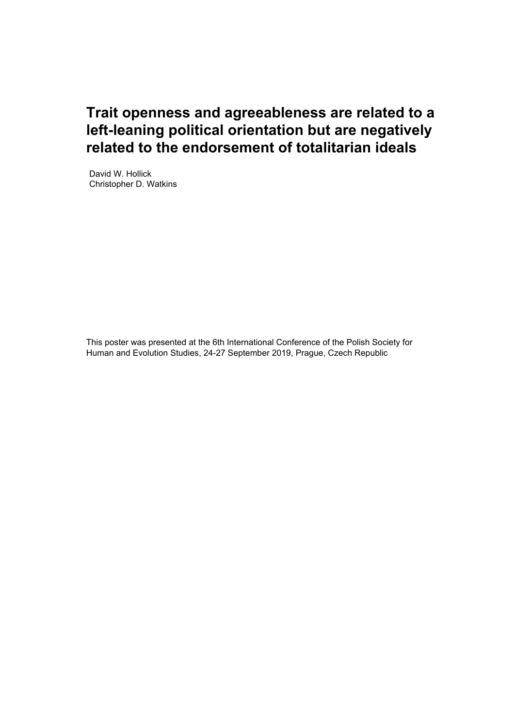# Trait openness and agreeableness are related to a left-leaning political orientation but are negatively related to the endorsement of totalitarian ideals

David W. Hollick
Christopher D. Watkins

This poster was presented at the 6th International Conference of the Polish Society for Human and Evolution Studies, 24-27 September 2019, Prague, Czech Republic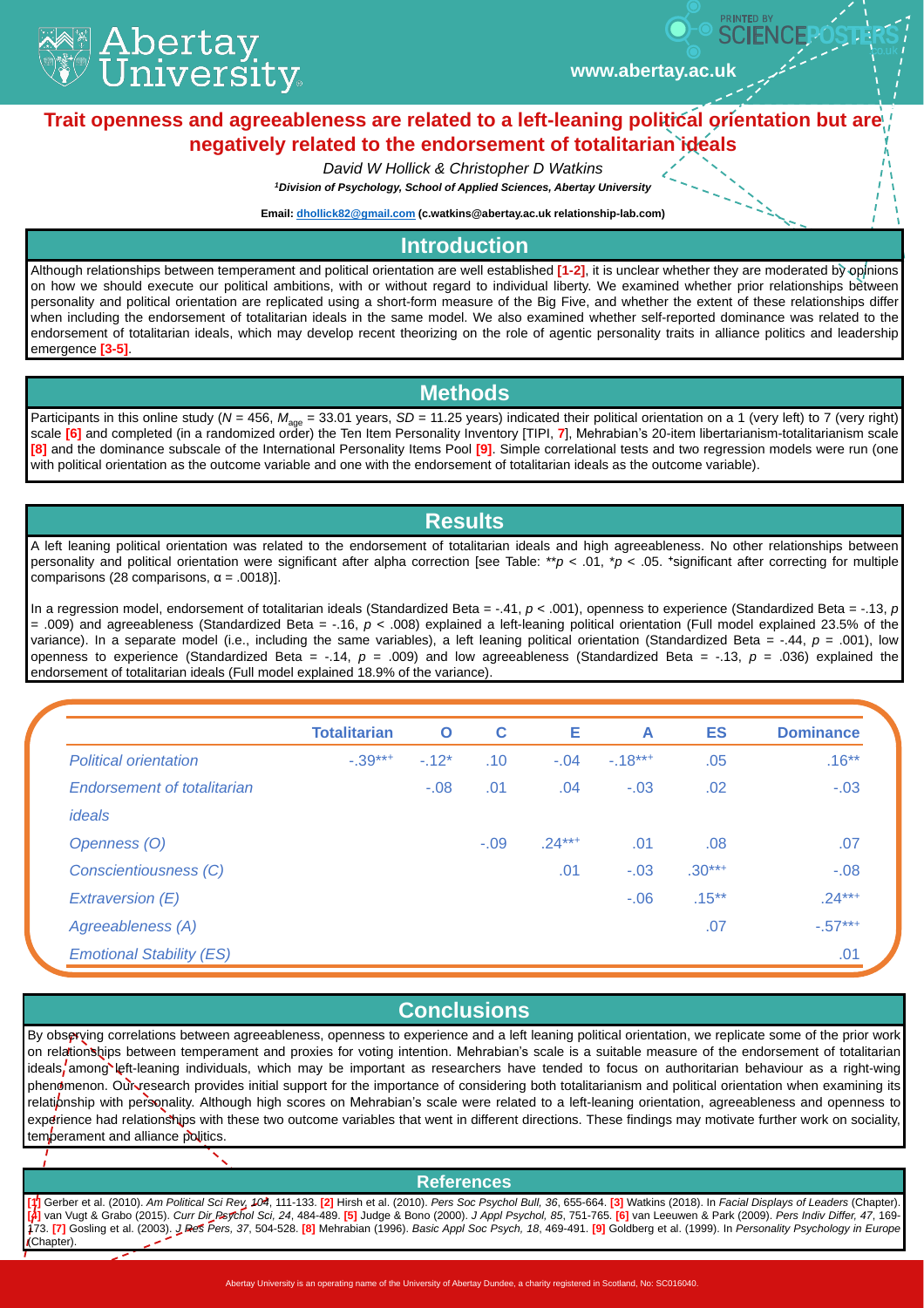# Trait openness and agreeableness are related to a left-leaning political orientation but are negatively related to the endorsement of totalitarian ideals

*David W Hollick & Christopher D Watkins*

*[1]Division of Psychology, School of Applied Sciences, Abertay University*

**Email: dhollick82@gmail.com (c.watkins@abertay.ac.uk relationship-lab.com)**

## Introduction

Although relationships between temperament and political orientation are well established **[1-2]**, it is unclear whether they are moderated by opinions on how we should execute our political ambitions, with or without regard to individual liberty. We examined whether prior relationships between personality and political orientation are replicated using a short-form measure of the Big Five, and whether the extent of these relationships differ when including the endorsement of totalitarian ideals in the same model. We also examined whether self-reported dominance was related to the endorsement of totalitarian ideals, which may develop recent theorizing on the role of agentic personality traits in alliance politics and leadership emergence **[3-5]**.

## Methods

Participants in this online study ($N$ = 456, $M_{age}$ = 33.01 years, $SD$ = 11.25 years) indicated their political orientation on a 1 (very left) to 7 (very right) scale **[6]** and completed (in a randomized order) the Ten Item Personality Inventory [TIPI, **7**], Mehrabian's 20-item libertarianism-totalitarianism scale **[8]** and the dominance subscale of the International Personality Items Pool **[9]**. Simple correlational tests and two regression models were run (one with political orientation as the outcome variable and one with the endorsement of totalitarian ideals as the outcome variable).

## Results

A left leaning political orientation was related to the endorsement of totalitarian ideals and high agreeableness. No other relationships between personality and political orientation were significant after alpha correction [see Table: \*\*$p$ < .01, \*$p$ < .05. ⁺significant after correcting for multiple comparisons (28 comparisons, α = .0018)].

In a regression model, endorsement of totalitarian ideals (Standardized Beta = -.41, $p$ < .001), openness to experience (Standardized Beta = -.13, $p$ = .009) and agreeableness (Standardized Beta = -.16, $p$ < .008) explained a left-leaning political orientation (Full model explained 23.5% of the variance). In a separate model (i.e., including the same variables), a left leaning political orientation (Standardized Beta = -.44, $p$ = .001), low openness to experience (Standardized Beta = -.14, $p$ = .009) and low agreeableness (Standardized Beta = -.13, $p$ = .036) explained the endorsement of totalitarian ideals (Full model explained 18.9% of the variance).

| | Totalitarian | O | C | E | A | ES | Dominance |
|---|---|---|---|---|---|---|---|
| *Political orientation* | -.39\*\*\*⁺ | -.12\* | .10 | -.04 | -.18\*\*\*⁺ | .05 | .16\*\* |
| *Endorsement of totalitarian ideals* | | -.08 | .01 | .04 | -.03 | .02 | -.03 |
| *Openness (O)* | | | -.09 | .24\*\*\*⁺ | .01 | .08 | .07 |
| *Conscientiousness (C)* | | | | .01 | -.03 | .30\*\*\*⁺ | -.08 |
| *Extraversion (E)* | | | | | -.06 | .15\*\* | .24\*\*\*⁺ |
| *Agreeableness (A)* | | | | | | .07 | -.57\*\*\*⁺ |
| *Emotional Stability (ES)* | | | | | | | .01 |

## Conclusions

By observing correlations between agreeableness, openness to experience and a left leaning political orientation, we replicate some of the prior work on relationships between temperament and proxies for voting intention. Mehrabian's scale is a suitable measure of the endorsement of totalitarian ideals among left-leaning individuals, which may be important as researchers have tended to focus on authoritarian behaviour as a right-wing phenomenon. Our research provides initial support for the importance of considering both totalitarianism and political orientation when examining its relationship with personality. Although high scores on Mehrabian's scale were related to a left-leaning orientation, agreeableness and openness to experience had relationships with these two outcome variables that went in different directions. These findings may motivate further work on sociality, temperament and alliance politics.

## References

**[1]** Gerber et al. (2010). *Am Political Sci Rev, 104*, 111-133. **[2]** Hirsh et al. (2010). *Pers Soc Psychol Bull, 36*, 655-664. **[3]** Watkins (2018). In *Facial Displays of Leaders* (Chapter). **[4]** van Vugt & Grabo (2015). *Curr Dir Psychol Sci, 24*, 484-489. **[5]** Judge & Bono (2000). *J Appl Psychol, 85*, 751-765. **[6]** van Leeuwen & Park (2009). *Pers Indiv Differ, 47*, 169-173. **[7]** Gosling et al. (2003). *J Res Pers, 37*, 504-528. **[8]** Mehrabian (1996). *Basic Appl Soc Psych, 18*, 469-491. **[9]** Goldberg et al. (1999). In *Personality Psychology in Europe* (Chapter).

Abertay University is an operating name of the University of Abertay Dundee, a charity registered in Scotland, No: SC016040.